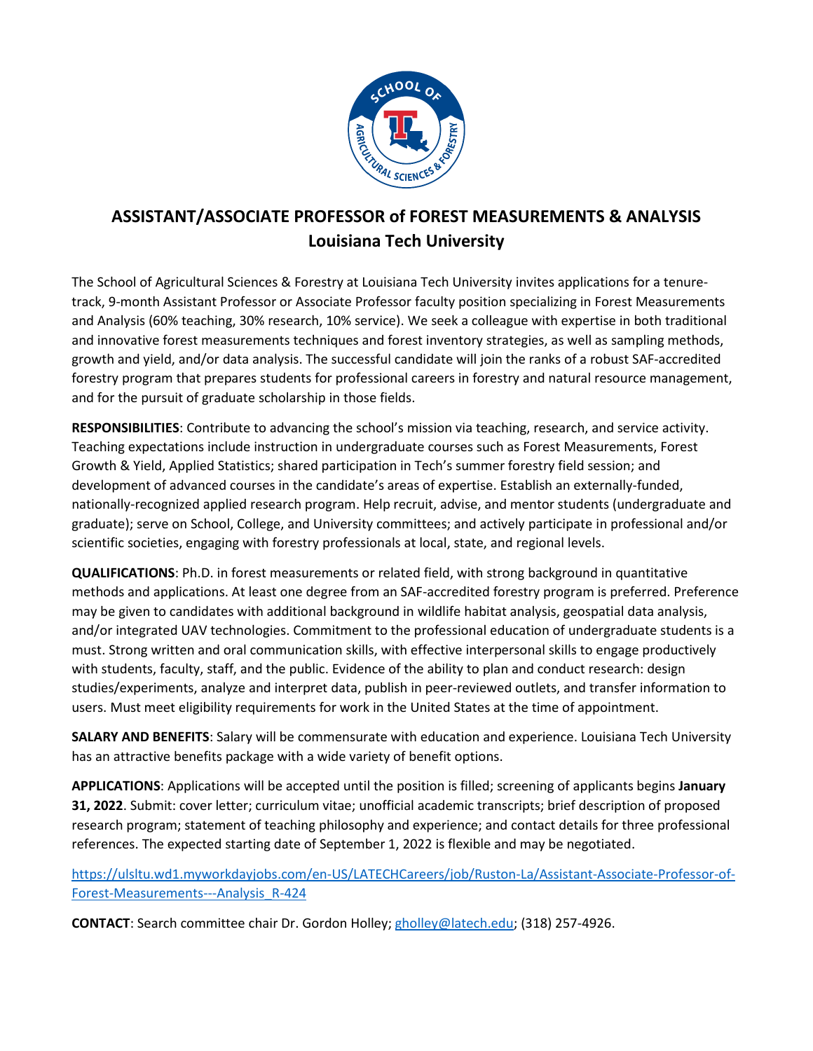# ASSISTANT/ASSOCIATE PROFESSOR of FOREST MEASUREMENTS & ANALYSIS
## Louisiana Tech University

The School of Agricultural Sciences & Forestry at Louisiana Tech University invites applications for a tenure-track, 9-month Assistant Professor or Associate Professor faculty position specializing in Forest Measurements and Analysis (60% teaching, 30% research, 10% service). We seek a colleague with expertise in both traditional and innovative forest measurements techniques and forest inventory strategies, as well as sampling methods, growth and yield, and/or data analysis. The successful candidate will join the ranks of a robust SAF-accredited forestry program that prepares students for professional careers in forestry and natural resource management, and for the pursuit of graduate scholarship in those fields.

**RESPONSIBILITIES**: Contribute to advancing the school's mission via teaching, research, and service activity. Teaching expectations include instruction in undergraduate courses such as Forest Measurements, Forest Growth & Yield, Applied Statistics; shared participation in Tech's summer forestry field session; and development of advanced courses in the candidate's areas of expertise. Establish an externally-funded, nationally-recognized applied research program. Help recruit, advise, and mentor students (undergraduate and graduate); serve on School, College, and University committees; and actively participate in professional and/or scientific societies, engaging with forestry professionals at local, state, and regional levels.

**QUALIFICATIONS**: Ph.D. in forest measurements or related field, with strong background in quantitative methods and applications. At least one degree from an SAF-accredited forestry program is preferred. Preference may be given to candidates with additional background in wildlife habitat analysis, geospatial data analysis, and/or integrated UAV technologies. Commitment to the professional education of undergraduate students is a must. Strong written and oral communication skills, with effective interpersonal skills to engage productively with students, faculty, staff, and the public. Evidence of the ability to plan and conduct research: design studies/experiments, analyze and interpret data, publish in peer-reviewed outlets, and transfer information to users. Must meet eligibility requirements for work in the United States at the time of appointment.

**SALARY AND BENEFITS**: Salary will be commensurate with education and experience. Louisiana Tech University has an attractive benefits package with a wide variety of benefit options.

**APPLICATIONS**: Applications will be accepted until the position is filled; screening of applicants begins **January 31, 2022**. Submit: cover letter; curriculum vitae; unofficial academic transcripts; brief description of proposed research program; statement of teaching philosophy and experience; and contact details for three professional references. The expected starting date of September 1, 2022 is flexible and may be negotiated.

[https://ulsltu.wd1.myworkdayjobs.com/en-US/LATECHCareers/job/Ruston-La/Assistant-Associate-Professor-of-Forest-Measurements---Analysis_R-424](https://ulsltu.wd1.myworkdayjobs.com/en-US/LATECHCareers/job/Ruston-La/Assistant-Associate-Professor-of-Forest-Measurements---Analysis_R-424)

**CONTACT**: Search committee chair Dr. Gordon Holley; gholley@latech.edu; (318) 257-4926.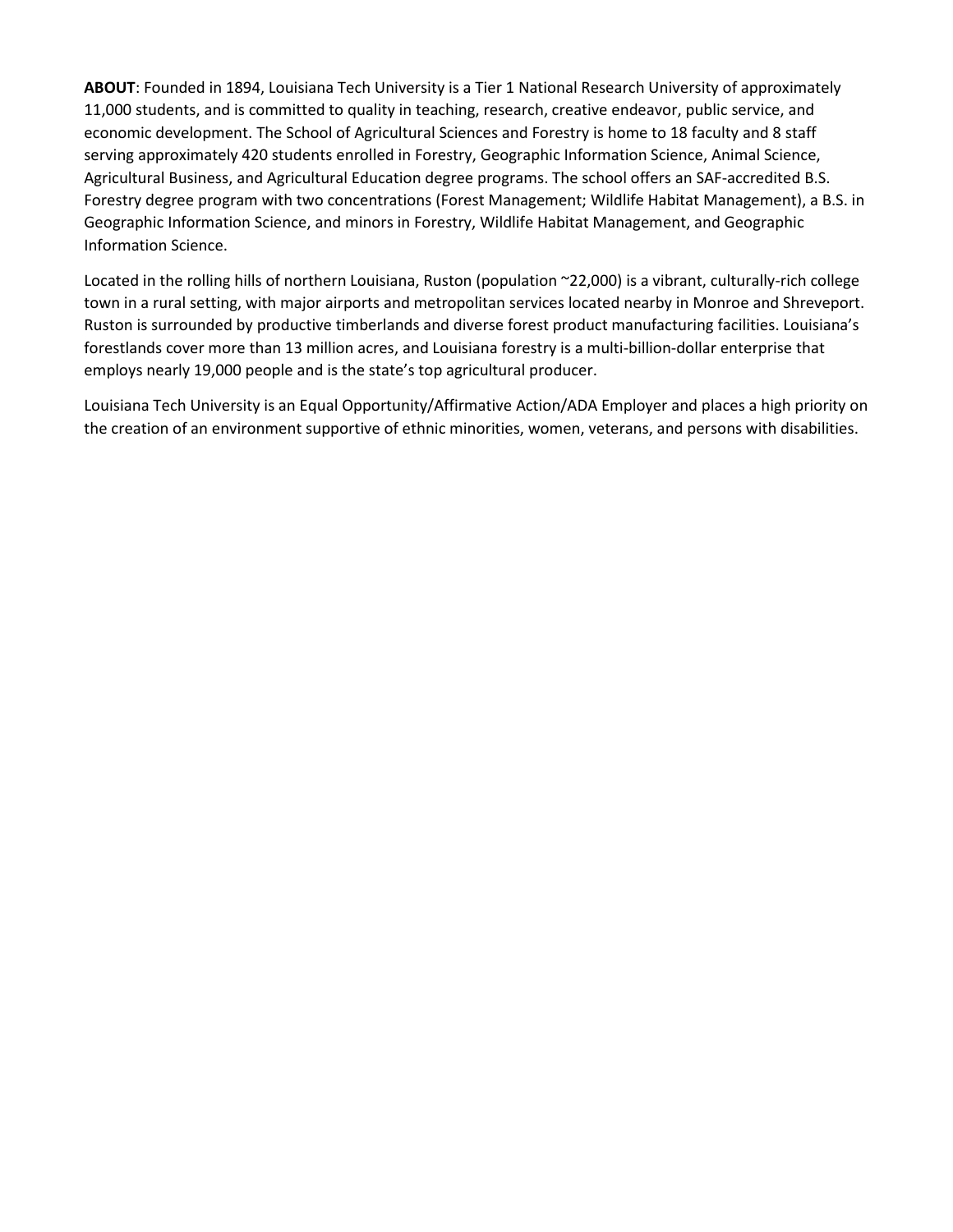**ABOUT**: Founded in 1894, Louisiana Tech University is a Tier 1 National Research University of approximately 11,000 students, and is committed to quality in teaching, research, creative endeavor, public service, and economic development. The School of Agricultural Sciences and Forestry is home to 18 faculty and 8 staff serving approximately 420 students enrolled in Forestry, Geographic Information Science, Animal Science, Agricultural Business, and Agricultural Education degree programs. The school offers an SAF-accredited B.S. Forestry degree program with two concentrations (Forest Management; Wildlife Habitat Management), a B.S. in Geographic Information Science, and minors in Forestry, Wildlife Habitat Management, and Geographic Information Science.

Located in the rolling hills of northern Louisiana, Ruston (population ~22,000) is a vibrant, culturally-rich college town in a rural setting, with major airports and metropolitan services located nearby in Monroe and Shreveport. Ruston is surrounded by productive timberlands and diverse forest product manufacturing facilities. Louisiana's forestlands cover more than 13 million acres, and Louisiana forestry is a multi-billion-dollar enterprise that employs nearly 19,000 people and is the state's top agricultural producer.

Louisiana Tech University is an Equal Opportunity/Affirmative Action/ADA Employer and places a high priority on the creation of an environment supportive of ethnic minorities, women, veterans, and persons with disabilities.